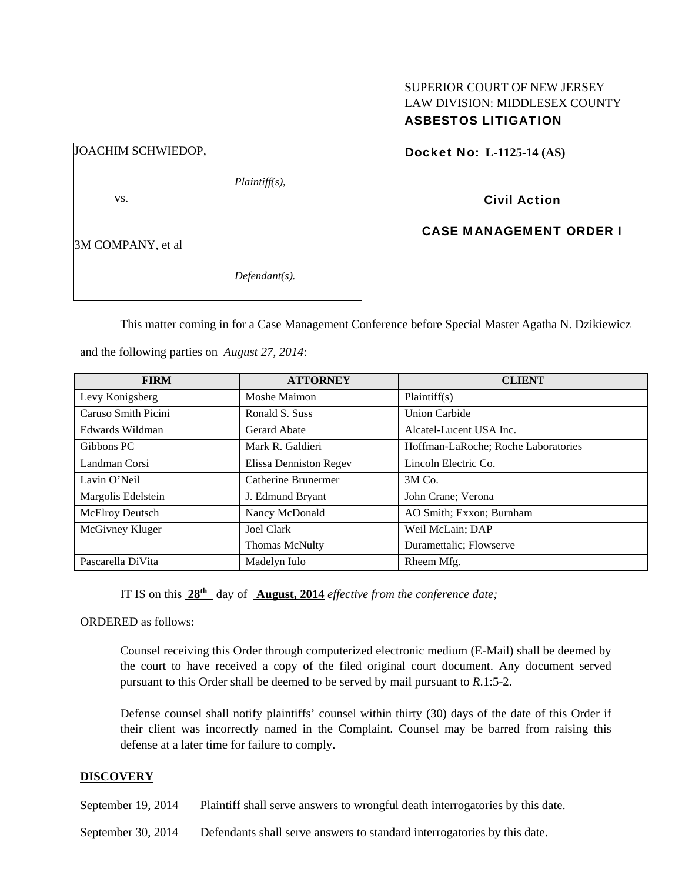SUPERIOR COURT OF NEW JERSEY
LAW DIVISION: MIDDLESEX COUNTY
**ASBESTOS LITIGATION**

JOACHIM SCHWIEDOP,

*Plaintiff(s),*

vs.

3M COMPANY, et al

*Defendant(s).*

**Docket No: L-1125-14 (AS)**

**Civil Action**

**CASE MANAGEMENT ORDER I**

This matter coming in for a Case Management Conference before Special Master Agatha N. Dzikiewicz and the following parties on *August 27, 2014*:

| FIRM | ATTORNEY | CLIENT |
|---|---|---|
| Levy Konigsberg | Moshe Maimon | Plaintiff(s) |
| Caruso Smith Picini | Ronald S. Suss | Union Carbide |
| Edwards Wildman | Gerard Abate | Alcatel-Lucent USA Inc. |
| Gibbons PC | Mark R. Galdieri | Hoffman-LaRoche; Roche Laboratories |
| Landman Corsi | Elissa Denniston Regev | Lincoln Electric Co. |
| Lavin O'Neil | Catherine Brunermer | 3M Co. |
| Margolis Edelstein | J. Edmund Bryant | John Crane; Verona |
| McElroy Deutsch | Nancy McDonald | AO Smith; Exxon; Burnham |
| McGivney Kluger | Joel Clark<br>Thomas McNulty | Weil McLain; DAP<br>Durametallic; Flowserve |
| Pascarella DiVita | Madelyn Iulo | Rheem Mfg. |

IT IS on this **28th** day of **August, 2014** *effective from the conference date;*

ORDERED as follows:

Counsel receiving this Order through computerized electronic medium (E-Mail) shall be deemed by the court to have received a copy of the filed original court document. Any document served pursuant to this Order shall be deemed to be served by mail pursuant to *R*.1:5-2.

Defense counsel shall notify plaintiffs' counsel within thirty (30) days of the date of this Order if their client was incorrectly named in the Complaint. Counsel may be barred from raising this defense at a later time for failure to comply.

## DISCOVERY

September 19, 2014 Plaintiff shall serve answers to wrongful death interrogatories by this date.

September 30, 2014 Defendants shall serve answers to standard interrogatories by this date.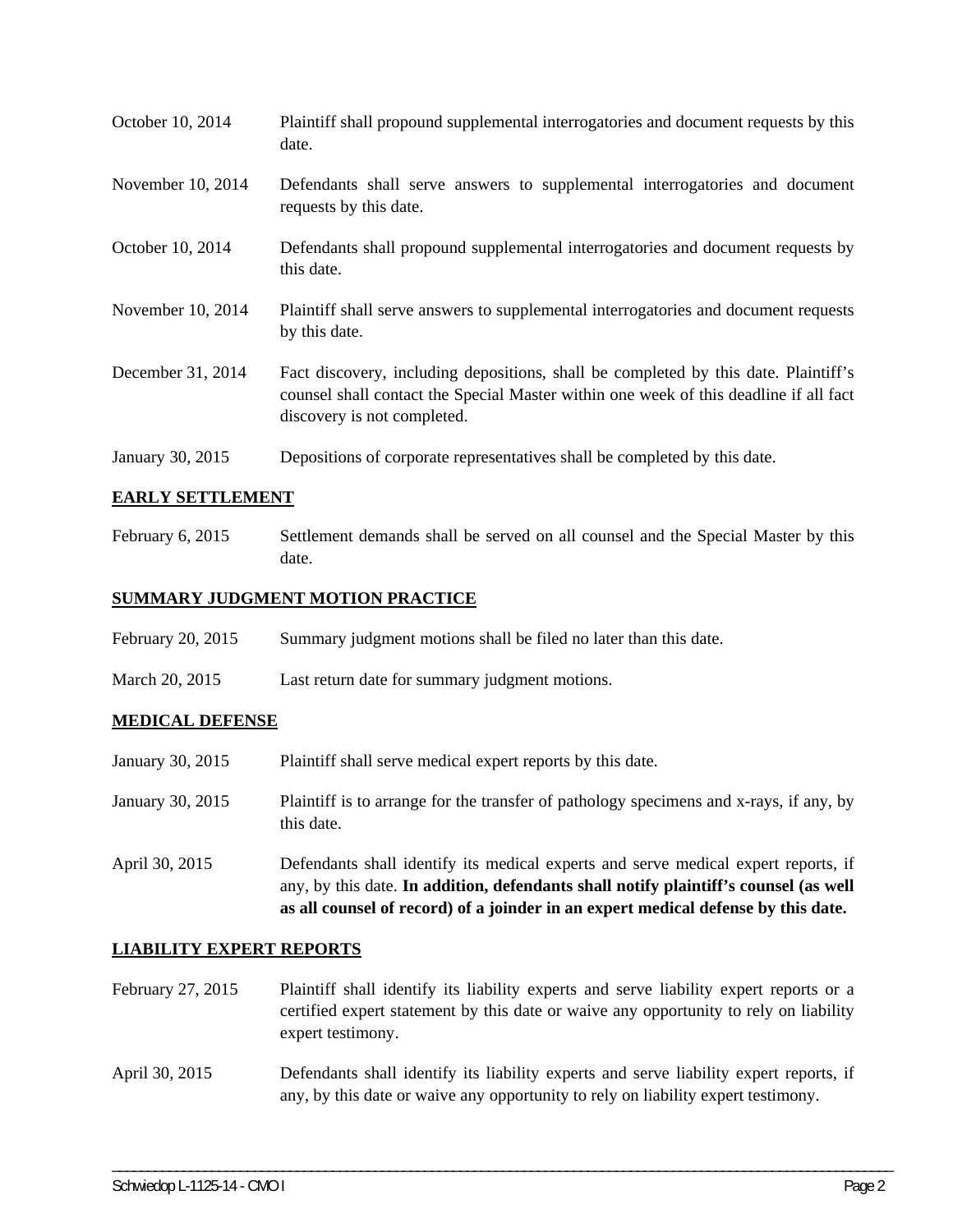| | |
|---|---|
| October 10, 2014 | Plaintiff shall propound supplemental interrogatories and document requests by this date. |
| November 10, 2014 | Defendants shall serve answers to supplemental interrogatories and document requests by this date. |
| October 10, 2014 | Defendants shall propound supplemental interrogatories and document requests by this date. |
| November 10, 2014 | Plaintiff shall serve answers to supplemental interrogatories and document requests by this date. |
| December 31, 2014 | Fact discovery, including depositions, shall be completed by this date. Plaintiff's counsel shall contact the Special Master within one week of this deadline if all fact discovery is not completed. |
| January 30, 2015 | Depositions of corporate representatives shall be completed by this date. |

## EARLY SETTLEMENT

| | |
|---|---|
| February 6, 2015 | Settlement demands shall be served on all counsel and the Special Master by this date. |

## SUMMARY JUDGMENT MOTION PRACTICE

| | |
|---|---|
| February 20, 2015 | Summary judgment motions shall be filed no later than this date. |
| March 20, 2015 | Last return date for summary judgment motions. |

## MEDICAL DEFENSE

| | |
|---|---|
| January 30, 2015 | Plaintiff shall serve medical expert reports by this date. |
| January 30, 2015 | Plaintiff is to arrange for the transfer of pathology specimens and x-rays, if any, by this date. |
| April 30, 2015 | Defendants shall identify its medical experts and serve medical expert reports, if any, by this date. **In addition, defendants shall notify plaintiff's counsel (as well as all counsel of record) of a joinder in an expert medical defense by this date.** |

## LIABILITY EXPERT REPORTS

| | |
|---|---|
| February 27, 2015 | Plaintiff shall identify its liability experts and serve liability expert reports or a certified expert statement by this date or waive any opportunity to rely on liability expert testimony. |
| April 30, 2015 | Defendants shall identify its liability experts and serve liability expert reports, if any, by this date or waive any opportunity to rely on liability expert testimony. |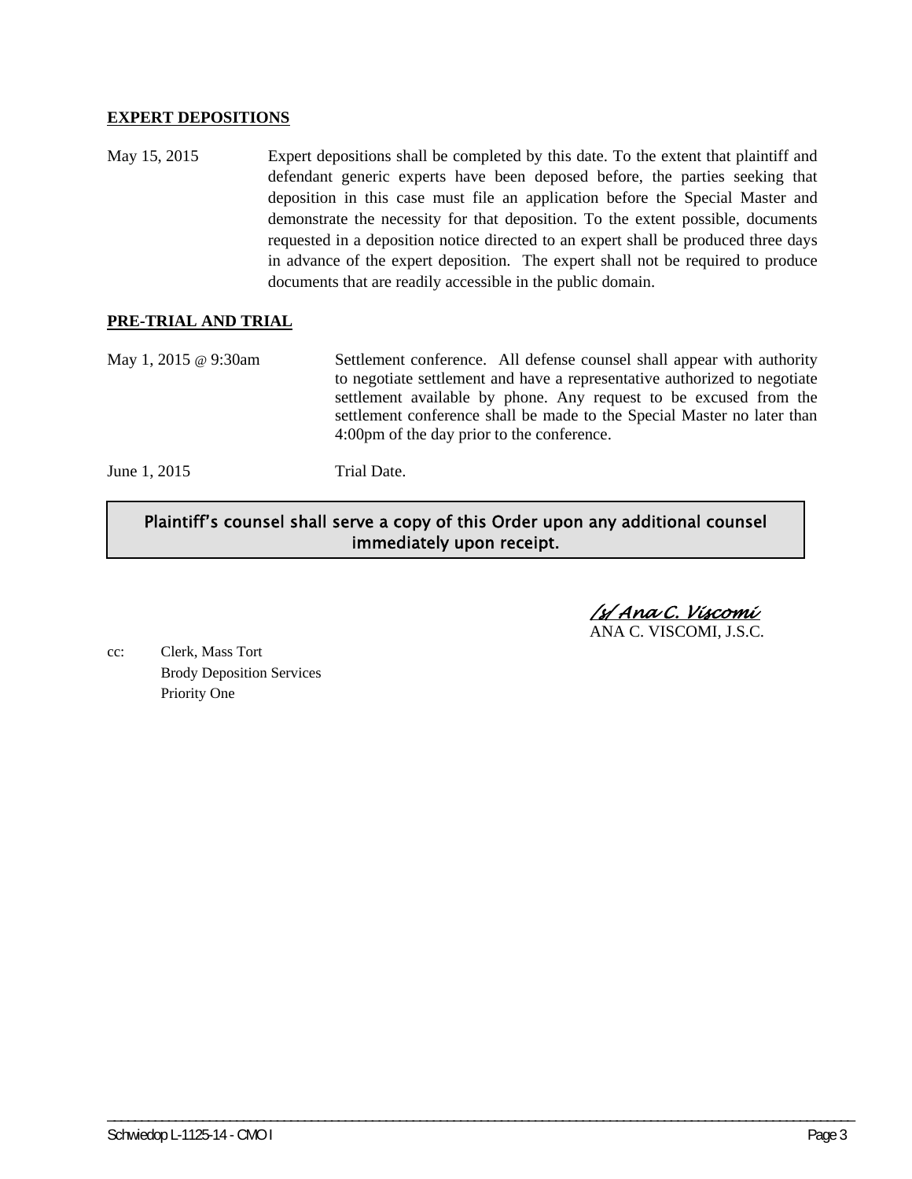**EXPERT DEPOSITIONS**

May 15, 2015 Expert depositions shall be completed by this date. To the extent that plaintiff and defendant generic experts have been deposed before, the parties seeking that deposition in this case must file an application before the Special Master and demonstrate the necessity for that deposition. To the extent possible, documents requested in a deposition notice directed to an expert shall be produced three days in advance of the expert deposition. The expert shall not be required to produce documents that are readily accessible in the public domain.

**PRE-TRIAL AND TRIAL**

May 1, 2015 @ 9:30am Settlement conference. All defense counsel shall appear with authority to negotiate settlement and have a representative authorized to negotiate settlement available by phone. Any request to be excused from the settlement conference shall be made to the Special Master no later than 4:00pm of the day prior to the conference.

June 1, 2015 Trial Date.

**Plaintiff's counsel shall serve a copy of this Order upon any additional counsel immediately upon receipt.**

/s/ Ana C. Viscomi
ANA C. VISCOMI, J.S.C.

cc: Clerk, Mass Tort
Brody Deposition Services
Priority One